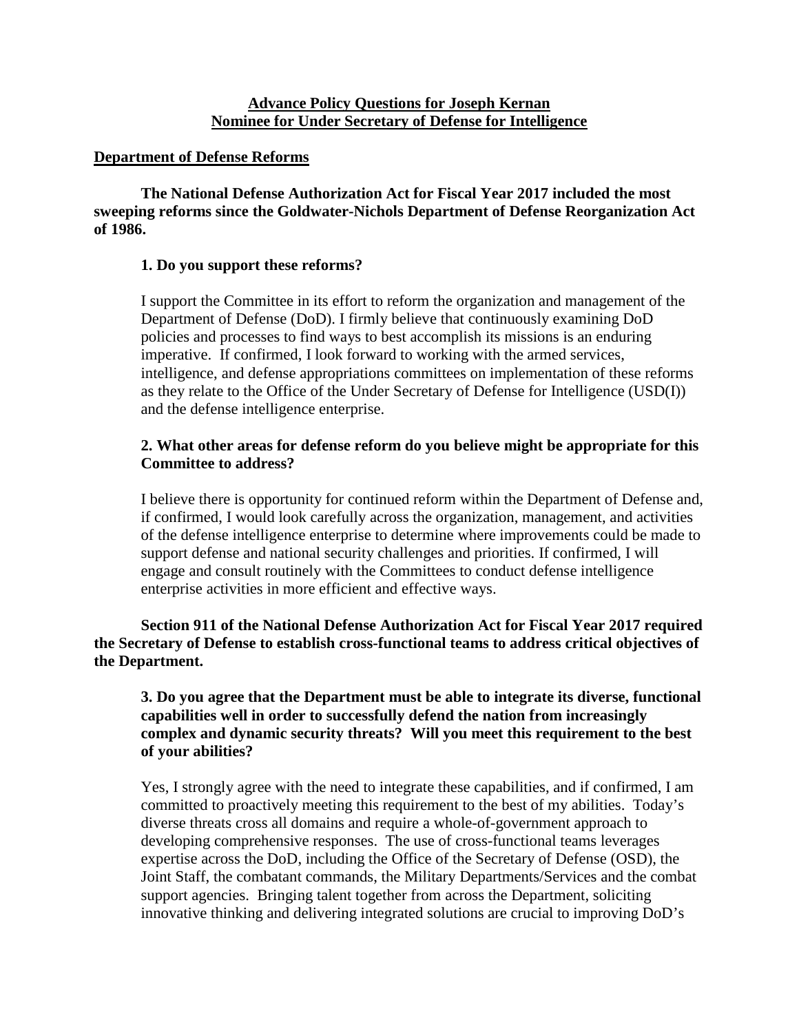**Advance Policy Questions for Joseph Kernan**
**Nominee for Under Secretary of Defense for Intelligence**

## Department of Defense Reforms

**The National Defense Authorization Act for Fiscal Year 2017 included the most sweeping reforms since the Goldwater-Nichols Department of Defense Reorganization Act of 1986.**

**1. Do you support these reforms?**

I support the Committee in its effort to reform the organization and management of the Department of Defense (DoD). I firmly believe that continuously examining DoD policies and processes to find ways to best accomplish its missions is an enduring imperative. If confirmed, I look forward to working with the armed services, intelligence, and defense appropriations committees on implementation of these reforms as they relate to the Office of the Under Secretary of Defense for Intelligence (USD(I)) and the defense intelligence enterprise.

**2. What other areas for defense reform do you believe might be appropriate for this Committee to address?**

I believe there is opportunity for continued reform within the Department of Defense and, if confirmed, I would look carefully across the organization, management, and activities of the defense intelligence enterprise to determine where improvements could be made to support defense and national security challenges and priorities. If confirmed, I will engage and consult routinely with the Committees to conduct defense intelligence enterprise activities in more efficient and effective ways.

**Section 911 of the National Defense Authorization Act for Fiscal Year 2017 required the Secretary of Defense to establish cross-functional teams to address critical objectives of the Department.**

**3. Do you agree that the Department must be able to integrate its diverse, functional capabilities well in order to successfully defend the nation from increasingly complex and dynamic security threats? Will you meet this requirement to the best of your abilities?**

Yes, I strongly agree with the need to integrate these capabilities, and if confirmed, I am committed to proactively meeting this requirement to the best of my abilities. Today's diverse threats cross all domains and require a whole-of-government approach to developing comprehensive responses. The use of cross-functional teams leverages expertise across the DoD, including the Office of the Secretary of Defense (OSD), the Joint Staff, the combatant commands, the Military Departments/Services and the combat support agencies. Bringing talent together from across the Department, soliciting innovative thinking and delivering integrated solutions are crucial to improving DoD's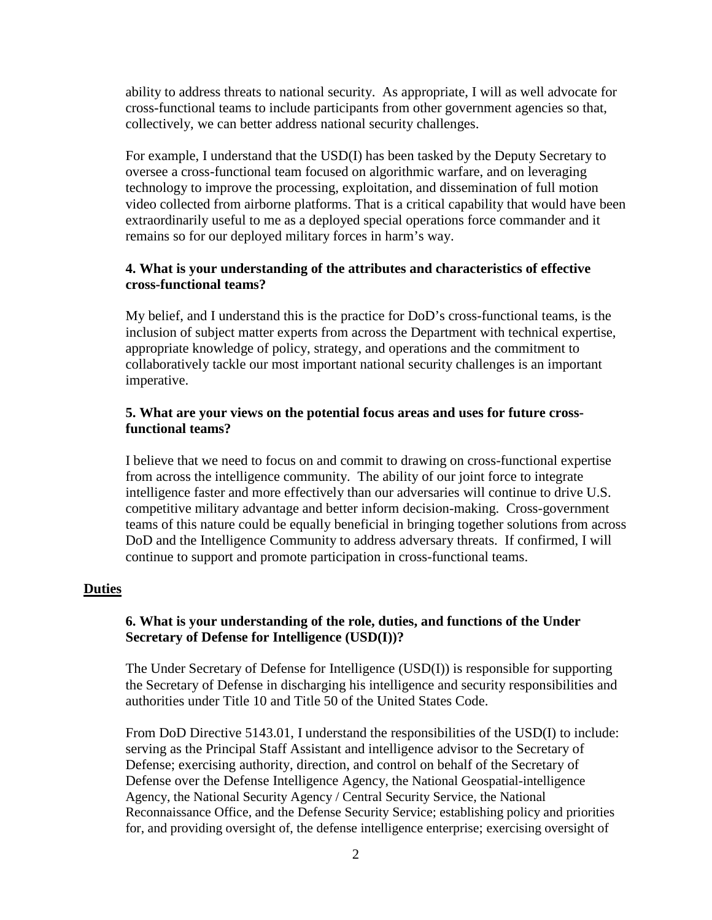ability to address threats to national security. As appropriate, I will as well advocate for cross-functional teams to include participants from other government agencies so that, collectively, we can better address national security challenges.

For example, I understand that the USD(I) has been tasked by the Deputy Secretary to oversee a cross-functional team focused on algorithmic warfare, and on leveraging technology to improve the processing, exploitation, and dissemination of full motion video collected from airborne platforms. That is a critical capability that would have been extraordinarily useful to me as a deployed special operations force commander and it remains so for our deployed military forces in harm's way.

**4. What is your understanding of the attributes and characteristics of effective cross-functional teams?**

My belief, and I understand this is the practice for DoD's cross-functional teams, is the inclusion of subject matter experts from across the Department with technical expertise, appropriate knowledge of policy, strategy, and operations and the commitment to collaboratively tackle our most important national security challenges is an important imperative.

**5. What are your views on the potential focus areas and uses for future cross-functional teams?**

I believe that we need to focus on and commit to drawing on cross-functional expertise from across the intelligence community. The ability of our joint force to integrate intelligence faster and more effectively than our adversaries will continue to drive U.S. competitive military advantage and better inform decision-making. Cross-government teams of this nature could be equally beneficial in bringing together solutions from across DoD and the Intelligence Community to address adversary threats. If confirmed, I will continue to support and promote participation in cross-functional teams.

## Duties

**6. What is your understanding of the role, duties, and functions of the Under Secretary of Defense for Intelligence (USD(I))?**

The Under Secretary of Defense for Intelligence (USD(I)) is responsible for supporting the Secretary of Defense in discharging his intelligence and security responsibilities and authorities under Title 10 and Title 50 of the United States Code.

From DoD Directive 5143.01, I understand the responsibilities of the USD(I) to include: serving as the Principal Staff Assistant and intelligence advisor to the Secretary of Defense; exercising authority, direction, and control on behalf of the Secretary of Defense over the Defense Intelligence Agency, the National Geospatial-intelligence Agency, the National Security Agency / Central Security Service, the National Reconnaissance Office, and the Defense Security Service; establishing policy and priorities for, and providing oversight of, the defense intelligence enterprise; exercising oversight of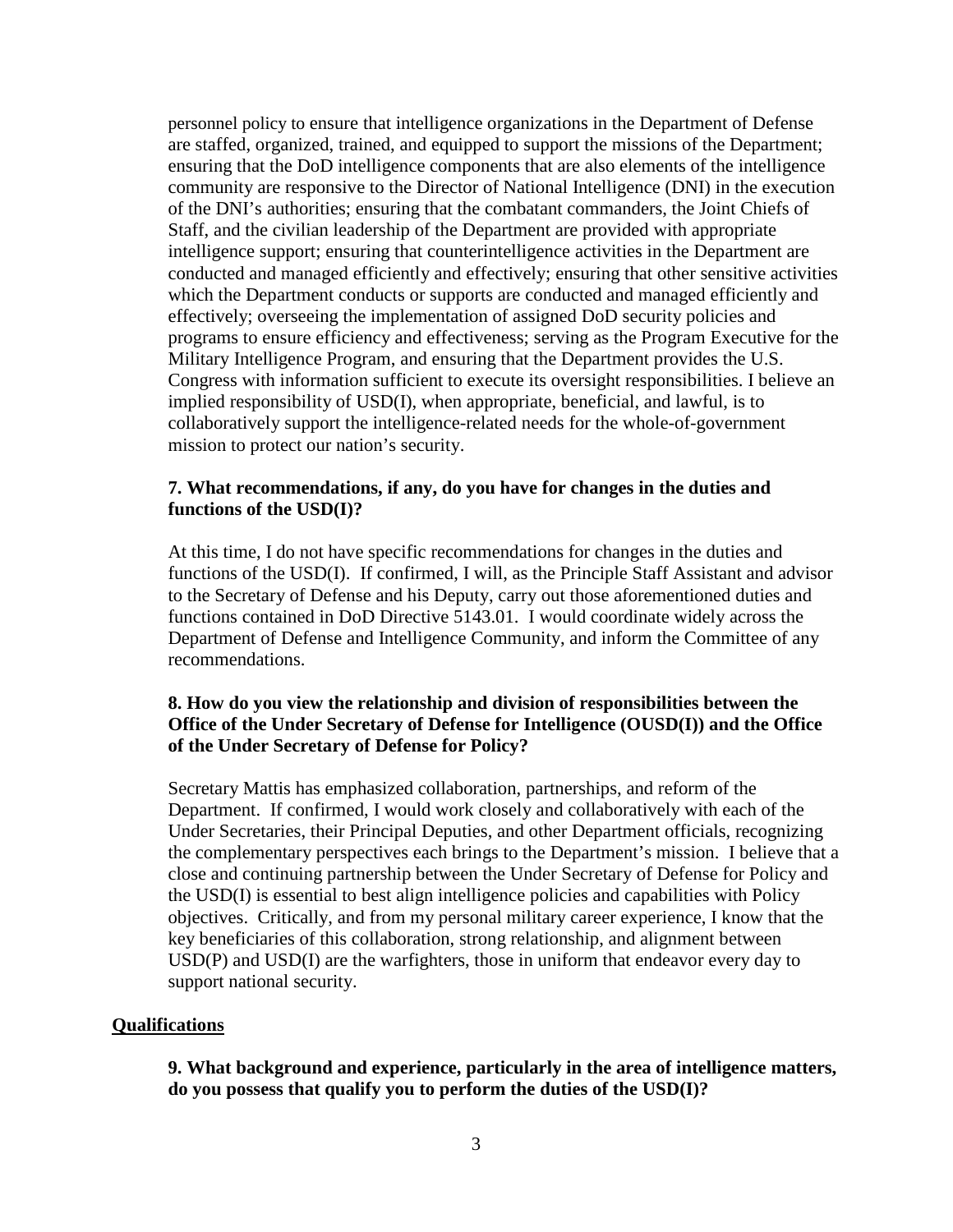personnel policy to ensure that intelligence organizations in the Department of Defense are staffed, organized, trained, and equipped to support the missions of the Department; ensuring that the DoD intelligence components that are also elements of the intelligence community are responsive to the Director of National Intelligence (DNI) in the execution of the DNI's authorities; ensuring that the combatant commanders, the Joint Chiefs of Staff, and the civilian leadership of the Department are provided with appropriate intelligence support; ensuring that counterintelligence activities in the Department are conducted and managed efficiently and effectively; ensuring that other sensitive activities which the Department conducts or supports are conducted and managed efficiently and effectively; overseeing the implementation of assigned DoD security policies and programs to ensure efficiency and effectiveness; serving as the Program Executive for the Military Intelligence Program, and ensuring that the Department provides the U.S. Congress with information sufficient to execute its oversight responsibilities. I believe an implied responsibility of USD(I), when appropriate, beneficial, and lawful, is to collaboratively support the intelligence-related needs for the whole-of-government mission to protect our nation's security.

**7. What recommendations, if any, do you have for changes in the duties and functions of the USD(I)?**

At this time, I do not have specific recommendations for changes in the duties and functions of the USD(I). If confirmed, I will, as the Principle Staff Assistant and advisor to the Secretary of Defense and his Deputy, carry out those aforementioned duties and functions contained in DoD Directive 5143.01. I would coordinate widely across the Department of Defense and Intelligence Community, and inform the Committee of any recommendations.

**8. How do you view the relationship and division of responsibilities between the Office of the Under Secretary of Defense for Intelligence (OUSD(I)) and the Office of the Under Secretary of Defense for Policy?**

Secretary Mattis has emphasized collaboration, partnerships, and reform of the Department. If confirmed, I would work closely and collaboratively with each of the Under Secretaries, their Principal Deputies, and other Department officials, recognizing the complementary perspectives each brings to the Department's mission. I believe that a close and continuing partnership between the Under Secretary of Defense for Policy and the USD(I) is essential to best align intelligence policies and capabilities with Policy objectives. Critically, and from my personal military career experience, I know that the key beneficiaries of this collaboration, strong relationship, and alignment between USD(P) and USD(I) are the warfighters, those in uniform that endeavor every day to support national security.

## Qualifications

**9. What background and experience, particularly in the area of intelligence matters, do you possess that qualify you to perform the duties of the USD(I)?**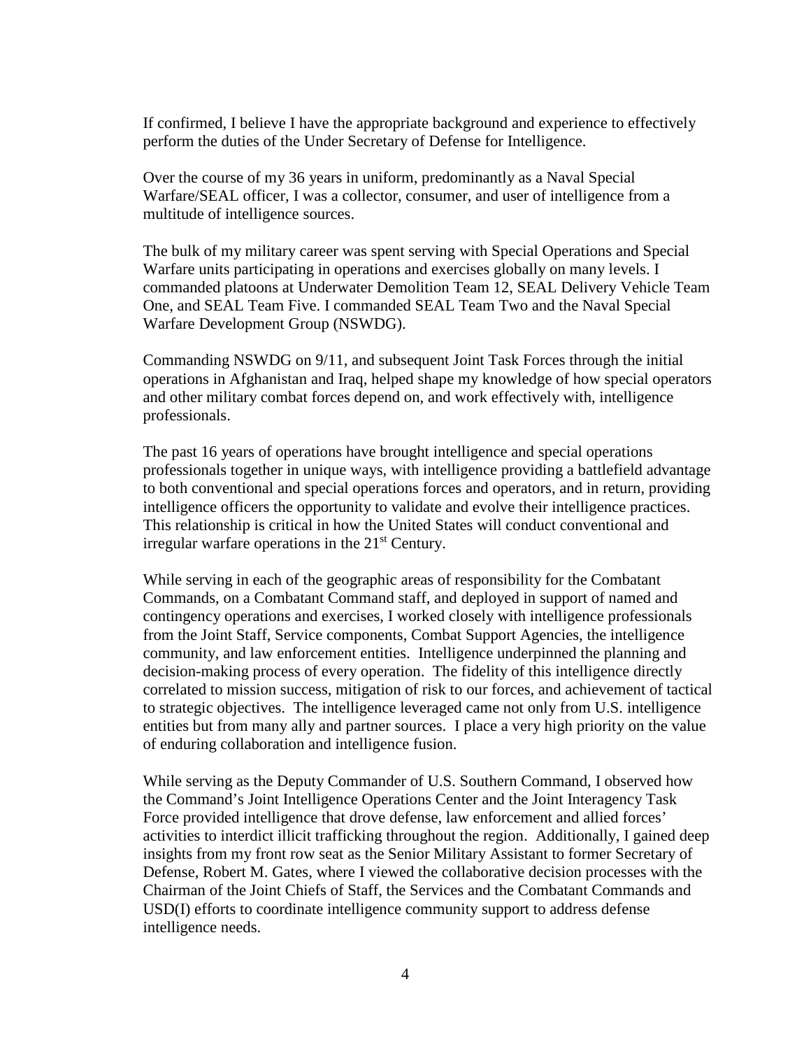If confirmed, I believe I have the appropriate background and experience to effectively perform the duties of the Under Secretary of Defense for Intelligence.

Over the course of my 36 years in uniform, predominantly as a Naval Special Warfare/SEAL officer, I was a collector, consumer, and user of intelligence from a multitude of intelligence sources.

The bulk of my military career was spent serving with Special Operations and Special Warfare units participating in operations and exercises globally on many levels. I commanded platoons at Underwater Demolition Team 12, SEAL Delivery Vehicle Team One, and SEAL Team Five. I commanded SEAL Team Two and the Naval Special Warfare Development Group (NSWDG).

Commanding NSWDG on 9/11, and subsequent Joint Task Forces through the initial operations in Afghanistan and Iraq, helped shape my knowledge of how special operators and other military combat forces depend on, and work effectively with, intelligence professionals.

The past 16 years of operations have brought intelligence and special operations professionals together in unique ways, with intelligence providing a battlefield advantage to both conventional and special operations forces and operators, and in return, providing intelligence officers the opportunity to validate and evolve their intelligence practices. This relationship is critical in how the United States will conduct conventional and irregular warfare operations in the 21st Century.

While serving in each of the geographic areas of responsibility for the Combatant Commands, on a Combatant Command staff, and deployed in support of named and contingency operations and exercises, I worked closely with intelligence professionals from the Joint Staff, Service components, Combat Support Agencies, the intelligence community, and law enforcement entities. Intelligence underpinned the planning and decision-making process of every operation. The fidelity of this intelligence directly correlated to mission success, mitigation of risk to our forces, and achievement of tactical to strategic objectives. The intelligence leveraged came not only from U.S. intelligence entities but from many ally and partner sources. I place a very high priority on the value of enduring collaboration and intelligence fusion.

While serving as the Deputy Commander of U.S. Southern Command, I observed how the Command's Joint Intelligence Operations Center and the Joint Interagency Task Force provided intelligence that drove defense, law enforcement and allied forces' activities to interdict illicit trafficking throughout the region. Additionally, I gained deep insights from my front row seat as the Senior Military Assistant to former Secretary of Defense, Robert M. Gates, where I viewed the collaborative decision processes with the Chairman of the Joint Chiefs of Staff, the Services and the Combatant Commands and USD(I) efforts to coordinate intelligence community support to address defense intelligence needs.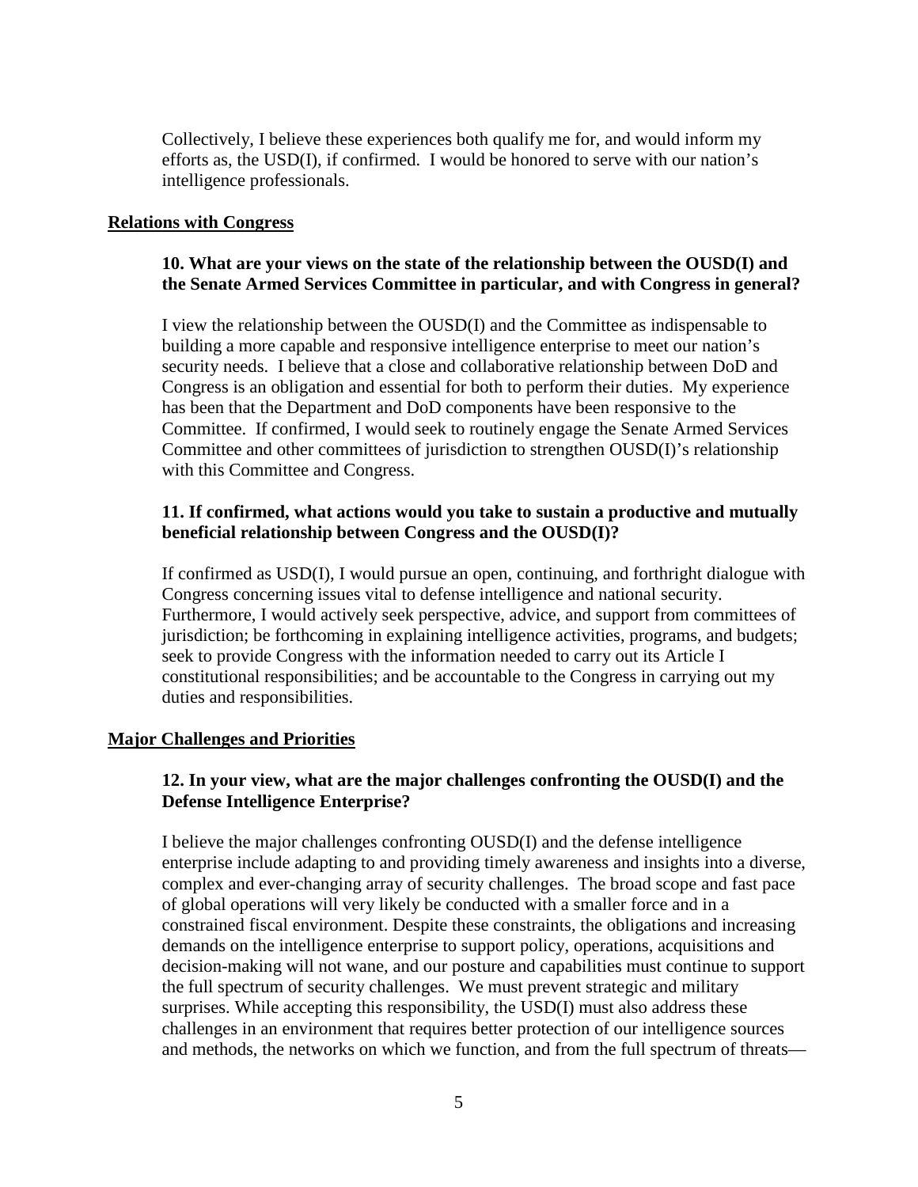Collectively, I believe these experiences both qualify me for, and would inform my efforts as, the USD(I), if confirmed. I would be honored to serve with our nation's intelligence professionals.

## Relations with Congress

**10. What are your views on the state of the relationship between the OUSD(I) and the Senate Armed Services Committee in particular, and with Congress in general?**

I view the relationship between the OUSD(I) and the Committee as indispensable to building a more capable and responsive intelligence enterprise to meet our nation's security needs. I believe that a close and collaborative relationship between DoD and Congress is an obligation and essential for both to perform their duties. My experience has been that the Department and DoD components have been responsive to the Committee. If confirmed, I would seek to routinely engage the Senate Armed Services Committee and other committees of jurisdiction to strengthen OUSD(I)'s relationship with this Committee and Congress.

**11. If confirmed, what actions would you take to sustain a productive and mutually beneficial relationship between Congress and the OUSD(I)?**

If confirmed as USD(I), I would pursue an open, continuing, and forthright dialogue with Congress concerning issues vital to defense intelligence and national security. Furthermore, I would actively seek perspective, advice, and support from committees of jurisdiction; be forthcoming in explaining intelligence activities, programs, and budgets; seek to provide Congress with the information needed to carry out its Article I constitutional responsibilities; and be accountable to the Congress in carrying out my duties and responsibilities.

## Major Challenges and Priorities

**12. In your view, what are the major challenges confronting the OUSD(I) and the Defense Intelligence Enterprise?**

I believe the major challenges confronting OUSD(I) and the defense intelligence enterprise include adapting to and providing timely awareness and insights into a diverse, complex and ever-changing array of security challenges. The broad scope and fast pace of global operations will very likely be conducted with a smaller force and in a constrained fiscal environment. Despite these constraints, the obligations and increasing demands on the intelligence enterprise to support policy, operations, acquisitions and decision-making will not wane, and our posture and capabilities must continue to support the full spectrum of security challenges. We must prevent strategic and military surprises. While accepting this responsibility, the USD(I) must also address these challenges in an environment that requires better protection of our intelligence sources and methods, the networks on which we function, and from the full spectrum of threats—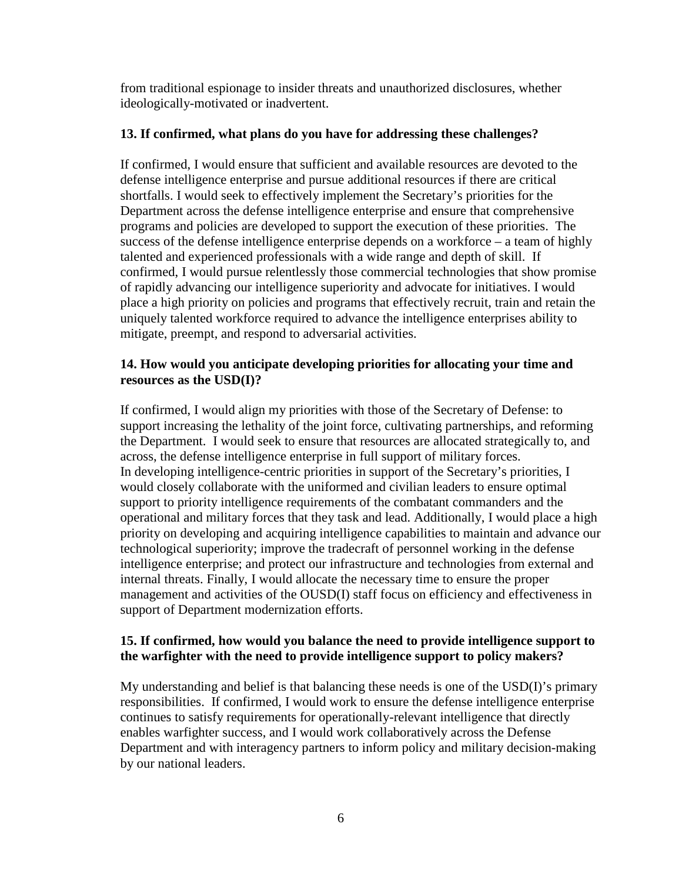from traditional espionage to insider threats and unauthorized disclosures, whether ideologically-motivated or inadvertent.

**13. If confirmed, what plans do you have for addressing these challenges?**

If confirmed, I would ensure that sufficient and available resources are devoted to the defense intelligence enterprise and pursue additional resources if there are critical shortfalls. I would seek to effectively implement the Secretary's priorities for the Department across the defense intelligence enterprise and ensure that comprehensive programs and policies are developed to support the execution of these priorities. The success of the defense intelligence enterprise depends on a workforce – a team of highly talented and experienced professionals with a wide range and depth of skill. If confirmed, I would pursue relentlessly those commercial technologies that show promise of rapidly advancing our intelligence superiority and advocate for initiatives. I would place a high priority on policies and programs that effectively recruit, train and retain the uniquely talented workforce required to advance the intelligence enterprises ability to mitigate, preempt, and respond to adversarial activities.

**14. How would you anticipate developing priorities for allocating your time and resources as the USD(I)?**

If confirmed, I would align my priorities with those of the Secretary of Defense: to support increasing the lethality of the joint force, cultivating partnerships, and reforming the Department. I would seek to ensure that resources are allocated strategically to, and across, the defense intelligence enterprise in full support of military forces. In developing intelligence-centric priorities in support of the Secretary's priorities, I would closely collaborate with the uniformed and civilian leaders to ensure optimal support to priority intelligence requirements of the combatant commanders and the operational and military forces that they task and lead. Additionally, I would place a high priority on developing and acquiring intelligence capabilities to maintain and advance our technological superiority; improve the tradecraft of personnel working in the defense intelligence enterprise; and protect our infrastructure and technologies from external and internal threats. Finally, I would allocate the necessary time to ensure the proper management and activities of the OUSD(I) staff focus on efficiency and effectiveness in support of Department modernization efforts.

**15. If confirmed, how would you balance the need to provide intelligence support to the warfighter with the need to provide intelligence support to policy makers?**

My understanding and belief is that balancing these needs is one of the USD(I)'s primary responsibilities. If confirmed, I would work to ensure the defense intelligence enterprise continues to satisfy requirements for operationally-relevant intelligence that directly enables warfighter success, and I would work collaboratively across the Defense Department and with interagency partners to inform policy and military decision-making by our national leaders.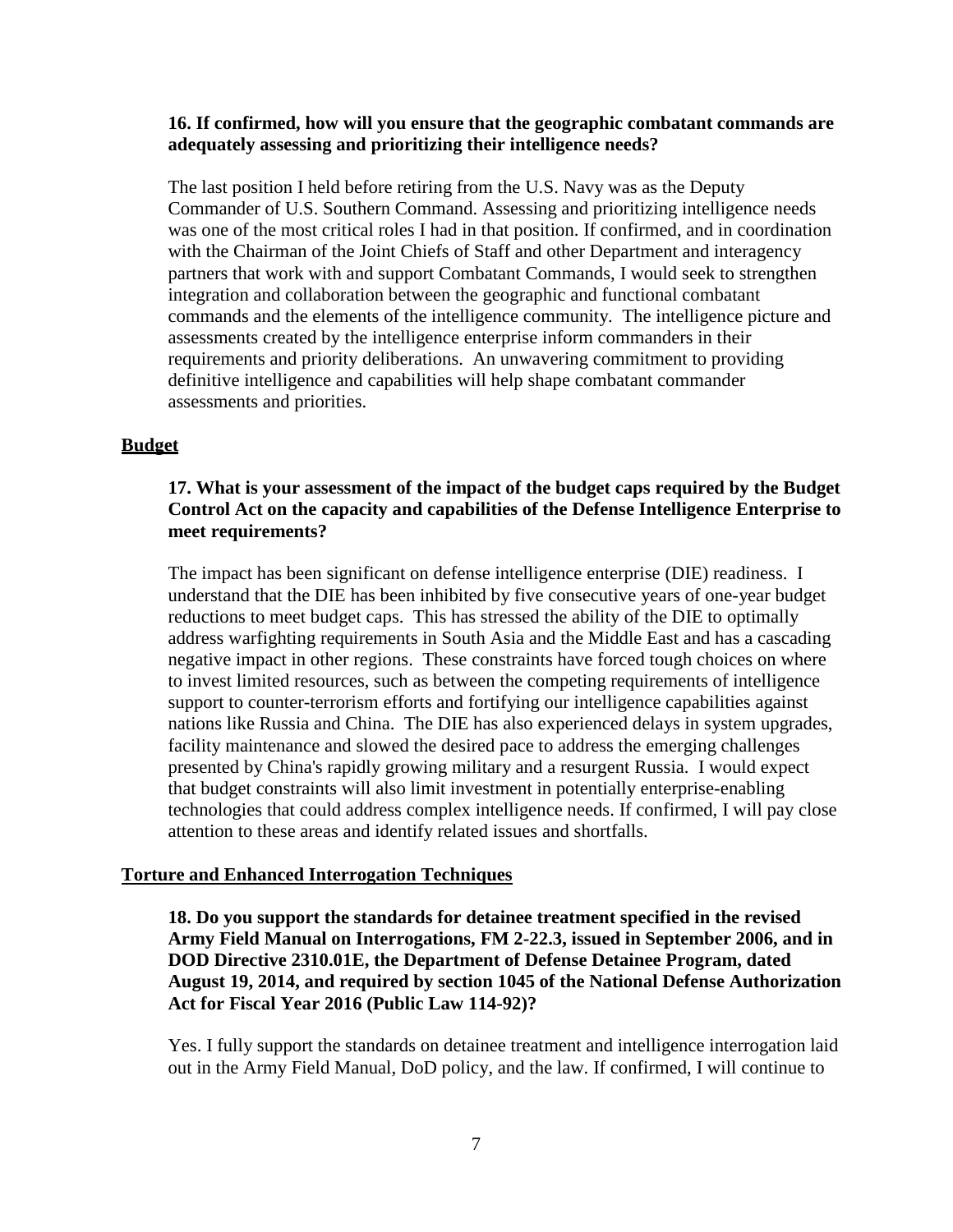**16. If confirmed, how will you ensure that the geographic combatant commands are adequately assessing and prioritizing their intelligence needs?**

The last position I held before retiring from the U.S. Navy was as the Deputy Commander of U.S. Southern Command. Assessing and prioritizing intelligence needs was one of the most critical roles I had in that position. If confirmed, and in coordination with the Chairman of the Joint Chiefs of Staff and other Department and interagency partners that work with and support Combatant Commands, I would seek to strengthen integration and collaboration between the geographic and functional combatant commands and the elements of the intelligence community. The intelligence picture and assessments created by the intelligence enterprise inform commanders in their requirements and priority deliberations. An unwavering commitment to providing definitive intelligence and capabilities will help shape combatant commander assessments and priorities.

## Budget

**17. What is your assessment of the impact of the budget caps required by the Budget Control Act on the capacity and capabilities of the Defense Intelligence Enterprise to meet requirements?**

The impact has been significant on defense intelligence enterprise (DIE) readiness. I understand that the DIE has been inhibited by five consecutive years of one-year budget reductions to meet budget caps. This has stressed the ability of the DIE to optimally address warfighting requirements in South Asia and the Middle East and has a cascading negative impact in other regions. These constraints have forced tough choices on where to invest limited resources, such as between the competing requirements of intelligence support to counter-terrorism efforts and fortifying our intelligence capabilities against nations like Russia and China. The DIE has also experienced delays in system upgrades, facility maintenance and slowed the desired pace to address the emerging challenges presented by China's rapidly growing military and a resurgent Russia. I would expect that budget constraints will also limit investment in potentially enterprise-enabling technologies that could address complex intelligence needs. If confirmed, I will pay close attention to these areas and identify related issues and shortfalls.

## Torture and Enhanced Interrogation Techniques

**18. Do you support the standards for detainee treatment specified in the revised Army Field Manual on Interrogations, FM 2-22.3, issued in September 2006, and in DOD Directive 2310.01E, the Department of Defense Detainee Program, dated August 19, 2014, and required by section 1045 of the National Defense Authorization Act for Fiscal Year 2016 (Public Law 114-92)?**

Yes. I fully support the standards on detainee treatment and intelligence interrogation laid out in the Army Field Manual, DoD policy, and the law. If confirmed, I will continue to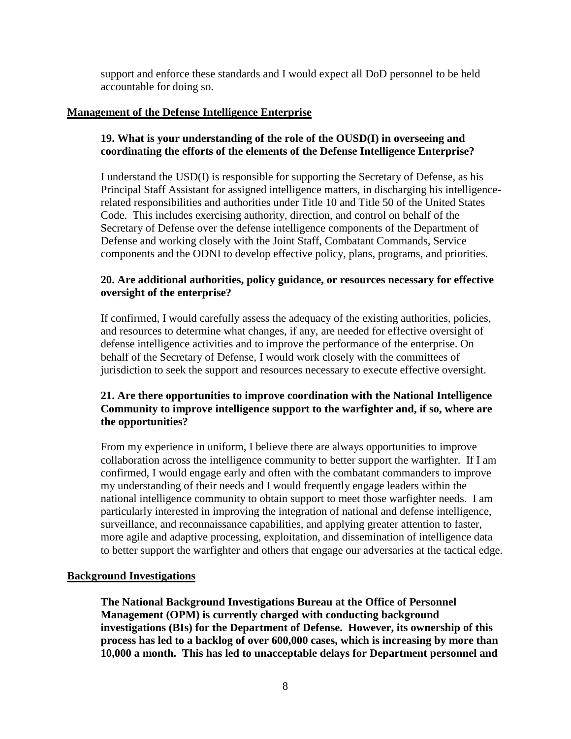support and enforce these standards and I would expect all DoD personnel to be held accountable for doing so.

## Management of the Defense Intelligence Enterprise

**19. What is your understanding of the role of the OUSD(I) in overseeing and coordinating the efforts of the elements of the Defense Intelligence Enterprise?**

I understand the USD(I) is responsible for supporting the Secretary of Defense, as his Principal Staff Assistant for assigned intelligence matters, in discharging his intelligence-related responsibilities and authorities under Title 10 and Title 50 of the United States Code. This includes exercising authority, direction, and control on behalf of the Secretary of Defense over the defense intelligence components of the Department of Defense and working closely with the Joint Staff, Combatant Commands, Service components and the ODNI to develop effective policy, plans, programs, and priorities.

**20. Are additional authorities, policy guidance, or resources necessary for effective oversight of the enterprise?**

If confirmed, I would carefully assess the adequacy of the existing authorities, policies, and resources to determine what changes, if any, are needed for effective oversight of defense intelligence activities and to improve the performance of the enterprise. On behalf of the Secretary of Defense, I would work closely with the committees of jurisdiction to seek the support and resources necessary to execute effective oversight.

**21. Are there opportunities to improve coordination with the National Intelligence Community to improve intelligence support to the warfighter and, if so, where are the opportunities?**

From my experience in uniform, I believe there are always opportunities to improve collaboration across the intelligence community to better support the warfighter. If I am confirmed, I would engage early and often with the combatant commanders to improve my understanding of their needs and I would frequently engage leaders within the national intelligence community to obtain support to meet those warfighter needs. I am particularly interested in improving the integration of national and defense intelligence, surveillance, and reconnaissance capabilities, and applying greater attention to faster, more agile and adaptive processing, exploitation, and dissemination of intelligence data to better support the warfighter and others that engage our adversaries at the tactical edge.

## Background Investigations

**The National Background Investigations Bureau at the Office of Personnel Management (OPM) is currently charged with conducting background investigations (BIs) for the Department of Defense. However, its ownership of this process has led to a backlog of over 600,000 cases, which is increasing by more than 10,000 a month. This has led to unacceptable delays for Department personnel and**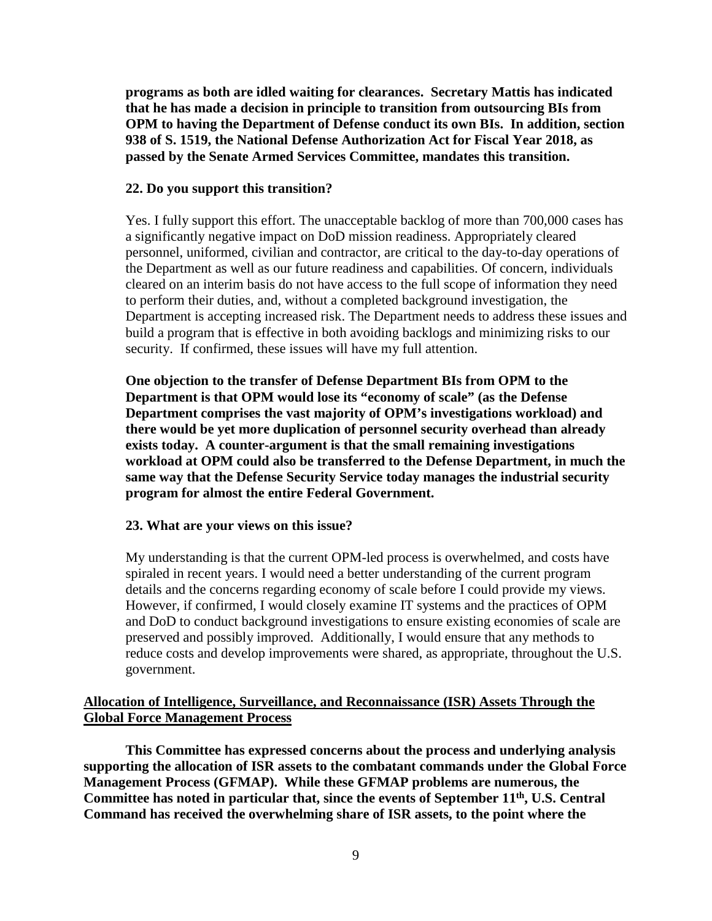**programs as both are idled waiting for clearances. Secretary Mattis has indicated that he has made a decision in principle to transition from outsourcing BIs from OPM to having the Department of Defense conduct its own BIs. In addition, section 938 of S. 1519, the National Defense Authorization Act for Fiscal Year 2018, as passed by the Senate Armed Services Committee, mandates this transition.**

**22. Do you support this transition?**

Yes. I fully support this effort. The unacceptable backlog of more than 700,000 cases has a significantly negative impact on DoD mission readiness. Appropriately cleared personnel, uniformed, civilian and contractor, are critical to the day-to-day operations of the Department as well as our future readiness and capabilities. Of concern, individuals cleared on an interim basis do not have access to the full scope of information they need to perform their duties, and, without a completed background investigation, the Department is accepting increased risk. The Department needs to address these issues and build a program that is effective in both avoiding backlogs and minimizing risks to our security. If confirmed, these issues will have my full attention.

**One objection to the transfer of Defense Department BIs from OPM to the Department is that OPM would lose its "economy of scale" (as the Defense Department comprises the vast majority of OPM's investigations workload) and there would be yet more duplication of personnel security overhead than already exists today. A counter-argument is that the small remaining investigations workload at OPM could also be transferred to the Defense Department, in much the same way that the Defense Security Service today manages the industrial security program for almost the entire Federal Government.**

**23. What are your views on this issue?**

My understanding is that the current OPM-led process is overwhelmed, and costs have spiraled in recent years. I would need a better understanding of the current program details and the concerns regarding economy of scale before I could provide my views. However, if confirmed, I would closely examine IT systems and the practices of OPM and DoD to conduct background investigations to ensure existing economies of scale are preserved and possibly improved. Additionally, I would ensure that any methods to reduce costs and develop improvements were shared, as appropriate, throughout the U.S. government.

## Allocation of Intelligence, Surveillance, and Reconnaissance (ISR) Assets Through the Global Force Management Process

**This Committee has expressed concerns about the process and underlying analysis supporting the allocation of ISR assets to the combatant commands under the Global Force Management Process (GFMAP). While these GFMAP problems are numerous, the Committee has noted in particular that, since the events of September 11th, U.S. Central Command has received the overwhelming share of ISR assets, to the point where the**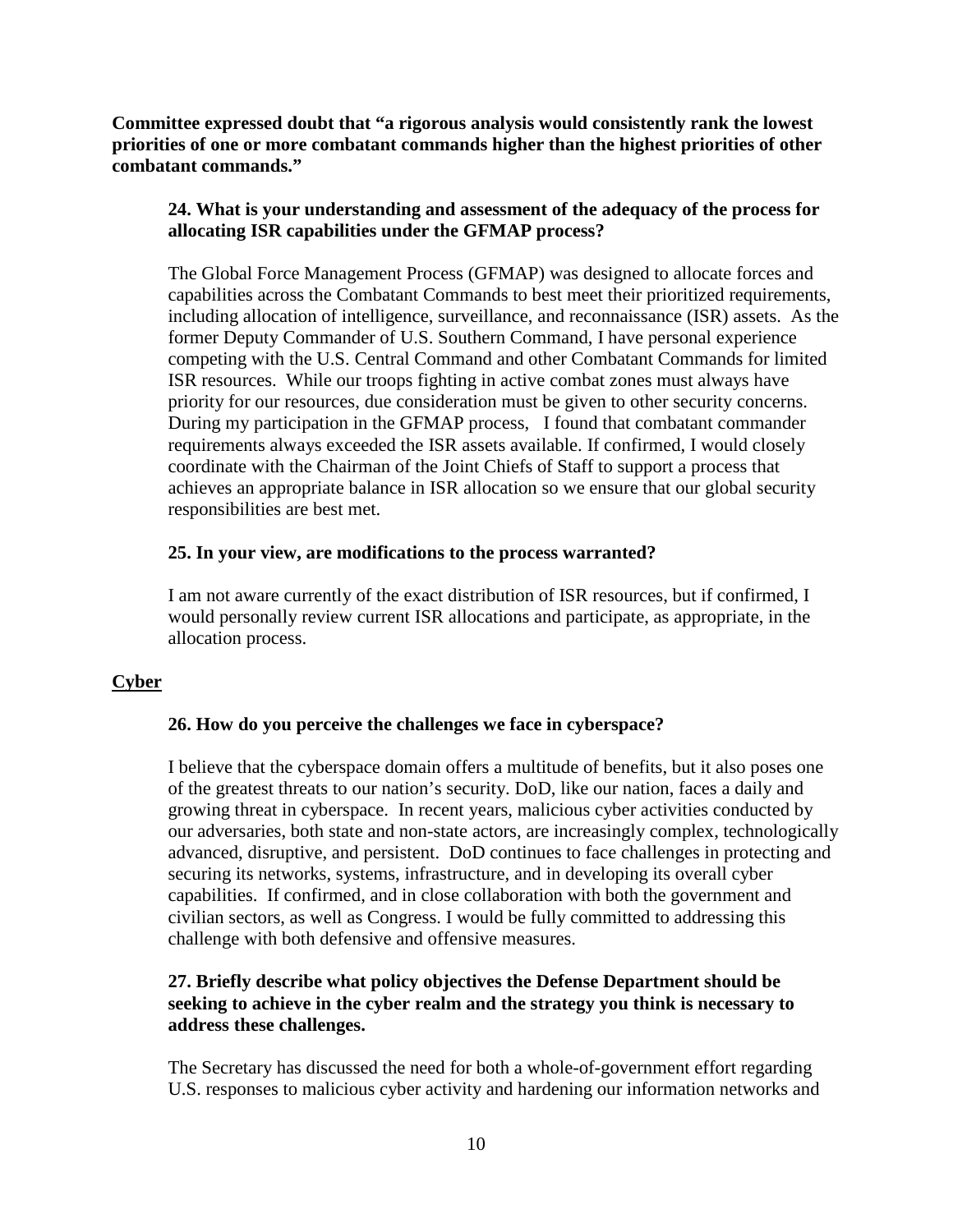**Committee expressed doubt that "a rigorous analysis would consistently rank the lowest priorities of one or more combatant commands higher than the highest priorities of other combatant commands."**

**24. What is your understanding and assessment of the adequacy of the process for allocating ISR capabilities under the GFMAP process?**

The Global Force Management Process (GFMAP) was designed to allocate forces and capabilities across the Combatant Commands to best meet their prioritized requirements, including allocation of intelligence, surveillance, and reconnaissance (ISR) assets. As the former Deputy Commander of U.S. Southern Command, I have personal experience competing with the U.S. Central Command and other Combatant Commands for limited ISR resources. While our troops fighting in active combat zones must always have priority for our resources, due consideration must be given to other security concerns. During my participation in the GFMAP process, I found that combatant commander requirements always exceeded the ISR assets available. If confirmed, I would closely coordinate with the Chairman of the Joint Chiefs of Staff to support a process that achieves an appropriate balance in ISR allocation so we ensure that our global security responsibilities are best met.

**25. In your view, are modifications to the process warranted?**

I am not aware currently of the exact distribution of ISR resources, but if confirmed, I would personally review current ISR allocations and participate, as appropriate, in the allocation process.

## Cyber

**26. How do you perceive the challenges we face in cyberspace?**

I believe that the cyberspace domain offers a multitude of benefits, but it also poses one of the greatest threats to our nation's security. DoD, like our nation, faces a daily and growing threat in cyberspace. In recent years, malicious cyber activities conducted by our adversaries, both state and non-state actors, are increasingly complex, technologically advanced, disruptive, and persistent. DoD continues to face challenges in protecting and securing its networks, systems, infrastructure, and in developing its overall cyber capabilities. If confirmed, and in close collaboration with both the government and civilian sectors, as well as Congress. I would be fully committed to addressing this challenge with both defensive and offensive measures.

**27. Briefly describe what policy objectives the Defense Department should be seeking to achieve in the cyber realm and the strategy you think is necessary to address these challenges.**

The Secretary has discussed the need for both a whole-of-government effort regarding U.S. responses to malicious cyber activity and hardening our information networks and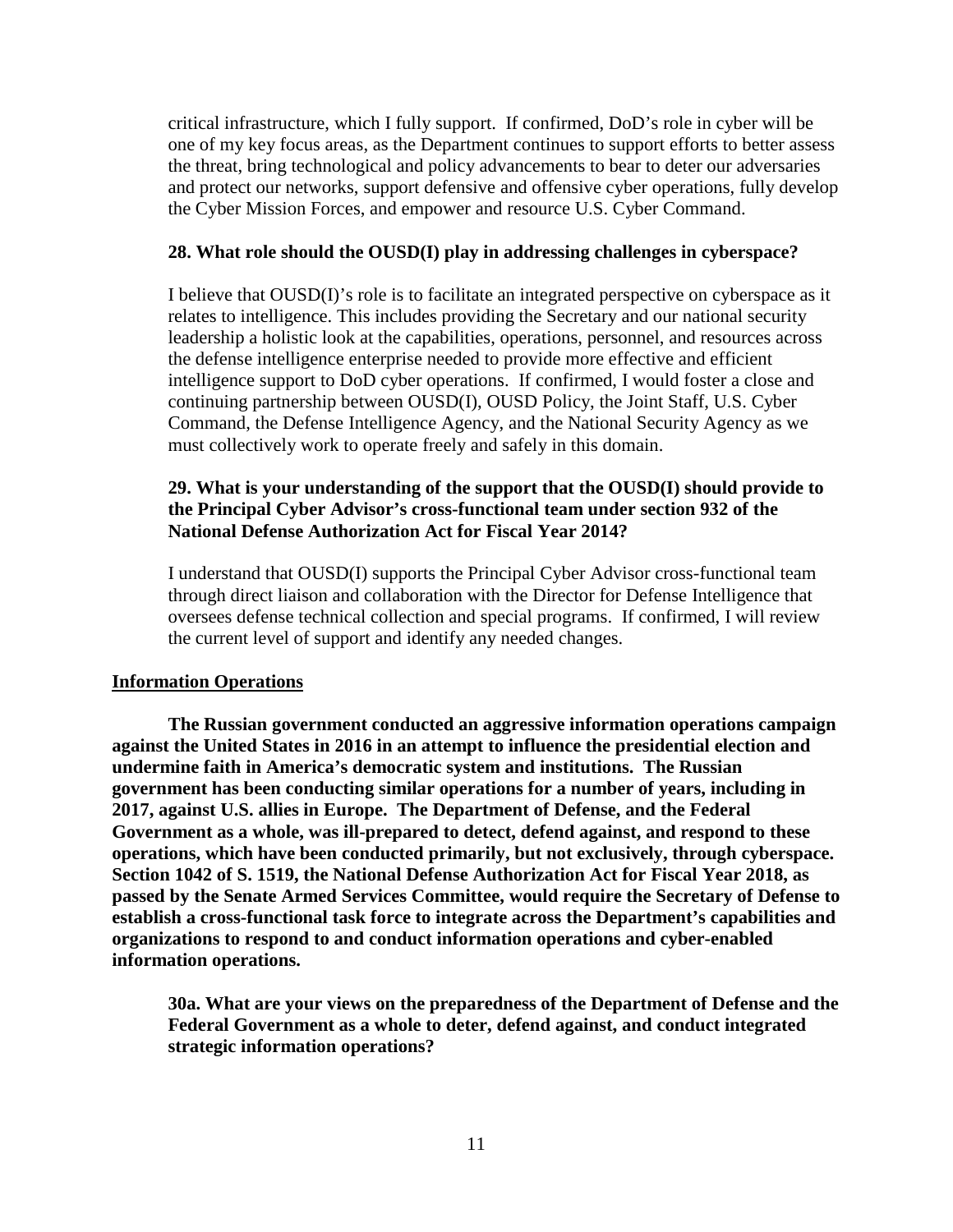critical infrastructure, which I fully support. If confirmed, DoD's role in cyber will be one of my key focus areas, as the Department continues to support efforts to better assess the threat, bring technological and policy advancements to bear to deter our adversaries and protect our networks, support defensive and offensive cyber operations, fully develop the Cyber Mission Forces, and empower and resource U.S. Cyber Command.

**28. What role should the OUSD(I) play in addressing challenges in cyberspace?**

I believe that OUSD(I)'s role is to facilitate an integrated perspective on cyberspace as it relates to intelligence. This includes providing the Secretary and our national security leadership a holistic look at the capabilities, operations, personnel, and resources across the defense intelligence enterprise needed to provide more effective and efficient intelligence support to DoD cyber operations. If confirmed, I would foster a close and continuing partnership between OUSD(I), OUSD Policy, the Joint Staff, U.S. Cyber Command, the Defense Intelligence Agency, and the National Security Agency as we must collectively work to operate freely and safely in this domain.

**29. What is your understanding of the support that the OUSD(I) should provide to the Principal Cyber Advisor's cross-functional team under section 932 of the National Defense Authorization Act for Fiscal Year 2014?**

I understand that OUSD(I) supports the Principal Cyber Advisor cross-functional team through direct liaison and collaboration with the Director for Defense Intelligence that oversees defense technical collection and special programs. If confirmed, I will review the current level of support and identify any needed changes.

**Information Operations**

**The Russian government conducted an aggressive information operations campaign against the United States in 2016 in an attempt to influence the presidential election and undermine faith in America's democratic system and institutions. The Russian government has been conducting similar operations for a number of years, including in 2017, against U.S. allies in Europe. The Department of Defense, and the Federal Government as a whole, was ill-prepared to detect, defend against, and respond to these operations, which have been conducted primarily, but not exclusively, through cyberspace. Section 1042 of S. 1519, the National Defense Authorization Act for Fiscal Year 2018, as passed by the Senate Armed Services Committee, would require the Secretary of Defense to establish a cross-functional task force to integrate across the Department's capabilities and organizations to respond to and conduct information operations and cyber-enabled information operations.**

**30a. What are your views on the preparedness of the Department of Defense and the Federal Government as a whole to deter, defend against, and conduct integrated strategic information operations?**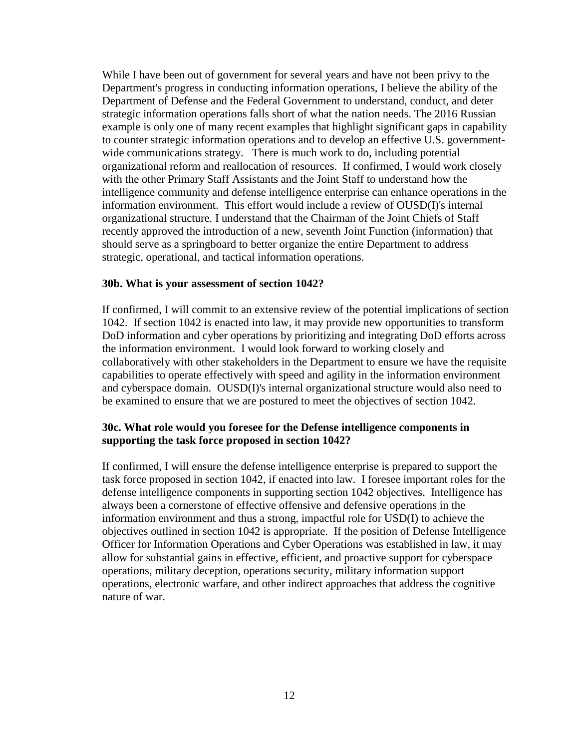While I have been out of government for several years and have not been privy to the Department's progress in conducting information operations, I believe the ability of the Department of Defense and the Federal Government to understand, conduct, and deter strategic information operations falls short of what the nation needs. The 2016 Russian example is only one of many recent examples that highlight significant gaps in capability to counter strategic information operations and to develop an effective U.S. government-wide communications strategy. There is much work to do, including potential organizational reform and reallocation of resources. If confirmed, I would work closely with the other Primary Staff Assistants and the Joint Staff to understand how the intelligence community and defense intelligence enterprise can enhance operations in the information environment. This effort would include a review of OUSD(I)'s internal organizational structure. I understand that the Chairman of the Joint Chiefs of Staff recently approved the introduction of a new, seventh Joint Function (information) that should serve as a springboard to better organize the entire Department to address strategic, operational, and tactical information operations.

**30b. What is your assessment of section 1042?**

If confirmed, I will commit to an extensive review of the potential implications of section 1042. If section 1042 is enacted into law, it may provide new opportunities to transform DoD information and cyber operations by prioritizing and integrating DoD efforts across the information environment. I would look forward to working closely and collaboratively with other stakeholders in the Department to ensure we have the requisite capabilities to operate effectively with speed and agility in the information environment and cyberspace domain. OUSD(I)'s internal organizational structure would also need to be examined to ensure that we are postured to meet the objectives of section 1042.

**30c. What role would you foresee for the Defense intelligence components in supporting the task force proposed in section 1042?**

If confirmed, I will ensure the defense intelligence enterprise is prepared to support the task force proposed in section 1042, if enacted into law. I foresee important roles for the defense intelligence components in supporting section 1042 objectives. Intelligence has always been a cornerstone of effective offensive and defensive operations in the information environment and thus a strong, impactful role for USD(I) to achieve the objectives outlined in section 1042 is appropriate. If the position of Defense Intelligence Officer for Information Operations and Cyber Operations was established in law, it may allow for substantial gains in effective, efficient, and proactive support for cyberspace operations, military deception, operations security, military information support operations, electronic warfare, and other indirect approaches that address the cognitive nature of war.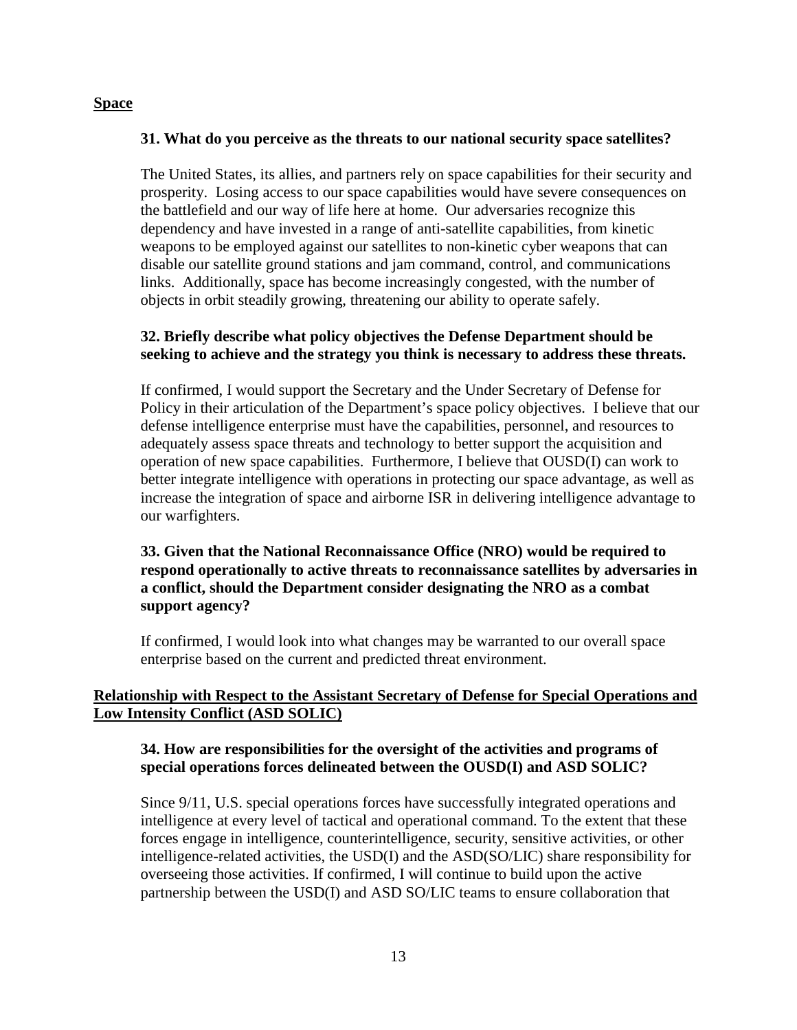## Space

**31. What do you perceive as the threats to our national security space satellites?**

The United States, its allies, and partners rely on space capabilities for their security and prosperity. Losing access to our space capabilities would have severe consequences on the battlefield and our way of life here at home. Our adversaries recognize this dependency and have invested in a range of anti-satellite capabilities, from kinetic weapons to be employed against our satellites to non-kinetic cyber weapons that can disable our satellite ground stations and jam command, control, and communications links. Additionally, space has become increasingly congested, with the number of objects in orbit steadily growing, threatening our ability to operate safely.

**32. Briefly describe what policy objectives the Defense Department should be seeking to achieve and the strategy you think is necessary to address these threats.**

If confirmed, I would support the Secretary and the Under Secretary of Defense for Policy in their articulation of the Department's space policy objectives. I believe that our defense intelligence enterprise must have the capabilities, personnel, and resources to adequately assess space threats and technology to better support the acquisition and operation of new space capabilities. Furthermore, I believe that OUSD(I) can work to better integrate intelligence with operations in protecting our space advantage, as well as increase the integration of space and airborne ISR in delivering intelligence advantage to our warfighters.

**33. Given that the National Reconnaissance Office (NRO) would be required to respond operationally to active threats to reconnaissance satellites by adversaries in a conflict, should the Department consider designating the NRO as a combat support agency?**

If confirmed, I would look into what changes may be warranted to our overall space enterprise based on the current and predicted threat environment.

## Relationship with Respect to the Assistant Secretary of Defense for Special Operations and Low Intensity Conflict (ASD SOLIC)

**34. How are responsibilities for the oversight of the activities and programs of special operations forces delineated between the OUSD(I) and ASD SOLIC?**

Since 9/11, U.S. special operations forces have successfully integrated operations and intelligence at every level of tactical and operational command. To the extent that these forces engage in intelligence, counterintelligence, security, sensitive activities, or other intelligence-related activities, the USD(I) and the ASD(SO/LIC) share responsibility for overseeing those activities. If confirmed, I will continue to build upon the active partnership between the USD(I) and ASD SO/LIC teams to ensure collaboration that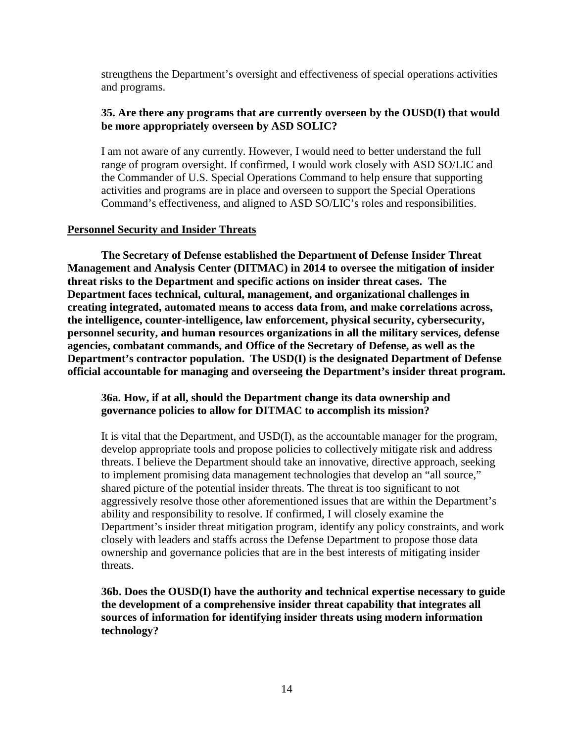strengthens the Department's oversight and effectiveness of special operations activities and programs.

**35. Are there any programs that are currently overseen by the OUSD(I) that would be more appropriately overseen by ASD SOLIC?**

I am not aware of any currently. However, I would need to better understand the full range of program oversight. If confirmed, I would work closely with ASD SO/LIC and the Commander of U.S. Special Operations Command to help ensure that supporting activities and programs are in place and overseen to support the Special Operations Command's effectiveness, and aligned to ASD SO/LIC's roles and responsibilities.

## Personnel Security and Insider Threats

**The Secretary of Defense established the Department of Defense Insider Threat Management and Analysis Center (DITMAC) in 2014 to oversee the mitigation of insider threat risks to the Department and specific actions on insider threat cases. The Department faces technical, cultural, management, and organizational challenges in creating integrated, automated means to access data from, and make correlations across, the intelligence, counter-intelligence, law enforcement, physical security, cybersecurity, personnel security, and human resources organizations in all the military services, defense agencies, combatant commands, and Office of the Secretary of Defense, as well as the Department's contractor population. The USD(I) is the designated Department of Defense official accountable for managing and overseeing the Department's insider threat program.**

**36a. How, if at all, should the Department change its data ownership and governance policies to allow for DITMAC to accomplish its mission?**

It is vital that the Department, and USD(I), as the accountable manager for the program, develop appropriate tools and propose policies to collectively mitigate risk and address threats. I believe the Department should take an innovative, directive approach, seeking to implement promising data management technologies that develop an "all source," shared picture of the potential insider threats. The threat is too significant to not aggressively resolve those other aforementioned issues that are within the Department's ability and responsibility to resolve. If confirmed, I will closely examine the Department's insider threat mitigation program, identify any policy constraints, and work closely with leaders and staffs across the Defense Department to propose those data ownership and governance policies that are in the best interests of mitigating insider threats.

**36b. Does the OUSD(I) have the authority and technical expertise necessary to guide the development of a comprehensive insider threat capability that integrates all sources of information for identifying insider threats using modern information technology?**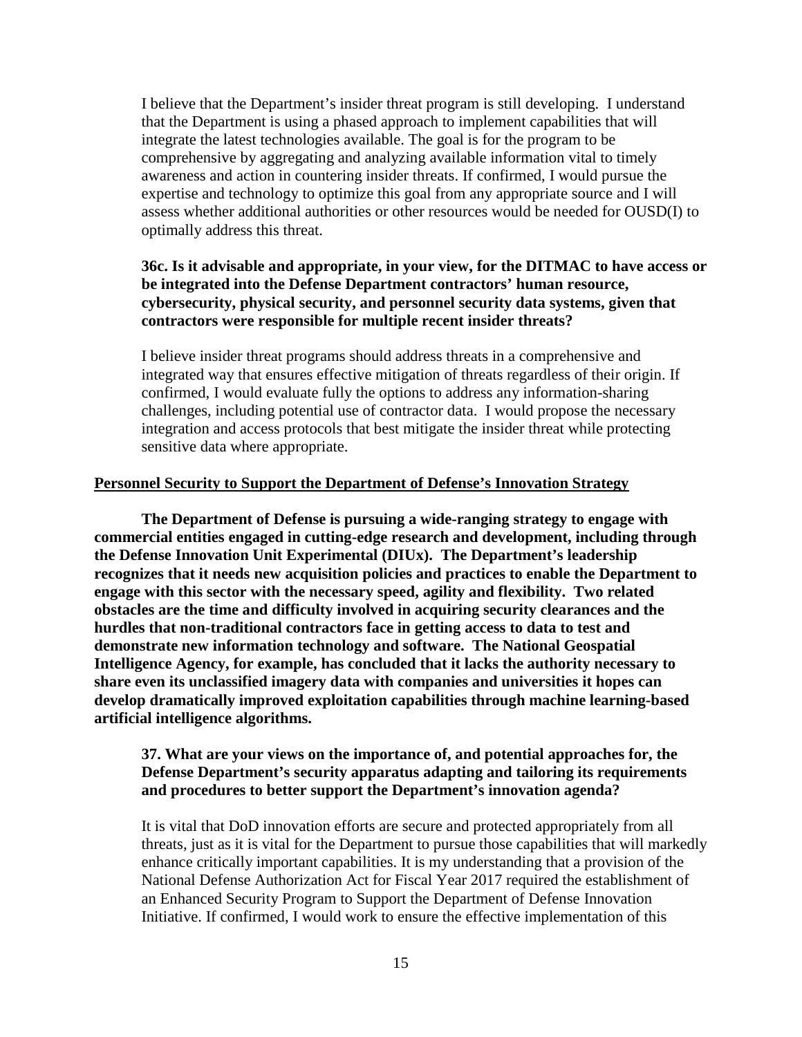I believe that the Department's insider threat program is still developing. I understand that the Department is using a phased approach to implement capabilities that will integrate the latest technologies available. The goal is for the program to be comprehensive by aggregating and analyzing available information vital to timely awareness and action in countering insider threats. If confirmed, I would pursue the expertise and technology to optimize this goal from any appropriate source and I will assess whether additional authorities or other resources would be needed for OUSD(I) to optimally address this threat.

**36c. Is it advisable and appropriate, in your view, for the DITMAC to have access or be integrated into the Defense Department contractors' human resource, cybersecurity, physical security, and personnel security data systems, given that contractors were responsible for multiple recent insider threats?**

I believe insider threat programs should address threats in a comprehensive and integrated way that ensures effective mitigation of threats regardless of their origin. If confirmed, I would evaluate fully the options to address any information-sharing challenges, including potential use of contractor data. I would propose the necessary integration and access protocols that best mitigate the insider threat while protecting sensitive data where appropriate.

**<u>Personnel Security to Support the Department of Defense's Innovation Strategy</u>**

**The Department of Defense is pursuing a wide-ranging strategy to engage with commercial entities engaged in cutting-edge research and development, including through the Defense Innovation Unit Experimental (DIUx). The Department's leadership recognizes that it needs new acquisition policies and practices to enable the Department to engage with this sector with the necessary speed, agility and flexibility. Two related obstacles are the time and difficulty involved in acquiring security clearances and the hurdles that non-traditional contractors face in getting access to data to test and demonstrate new information technology and software. The National Geospatial Intelligence Agency, for example, has concluded that it lacks the authority necessary to share even its unclassified imagery data with companies and universities it hopes can develop dramatically improved exploitation capabilities through machine learning-based artificial intelligence algorithms.**

**37. What are your views on the importance of, and potential approaches for, the Defense Department's security apparatus adapting and tailoring its requirements and procedures to better support the Department's innovation agenda?**

It is vital that DoD innovation efforts are secure and protected appropriately from all threats, just as it is vital for the Department to pursue those capabilities that will markedly enhance critically important capabilities. It is my understanding that a provision of the National Defense Authorization Act for Fiscal Year 2017 required the establishment of an Enhanced Security Program to Support the Department of Defense Innovation Initiative. If confirmed, I would work to ensure the effective implementation of this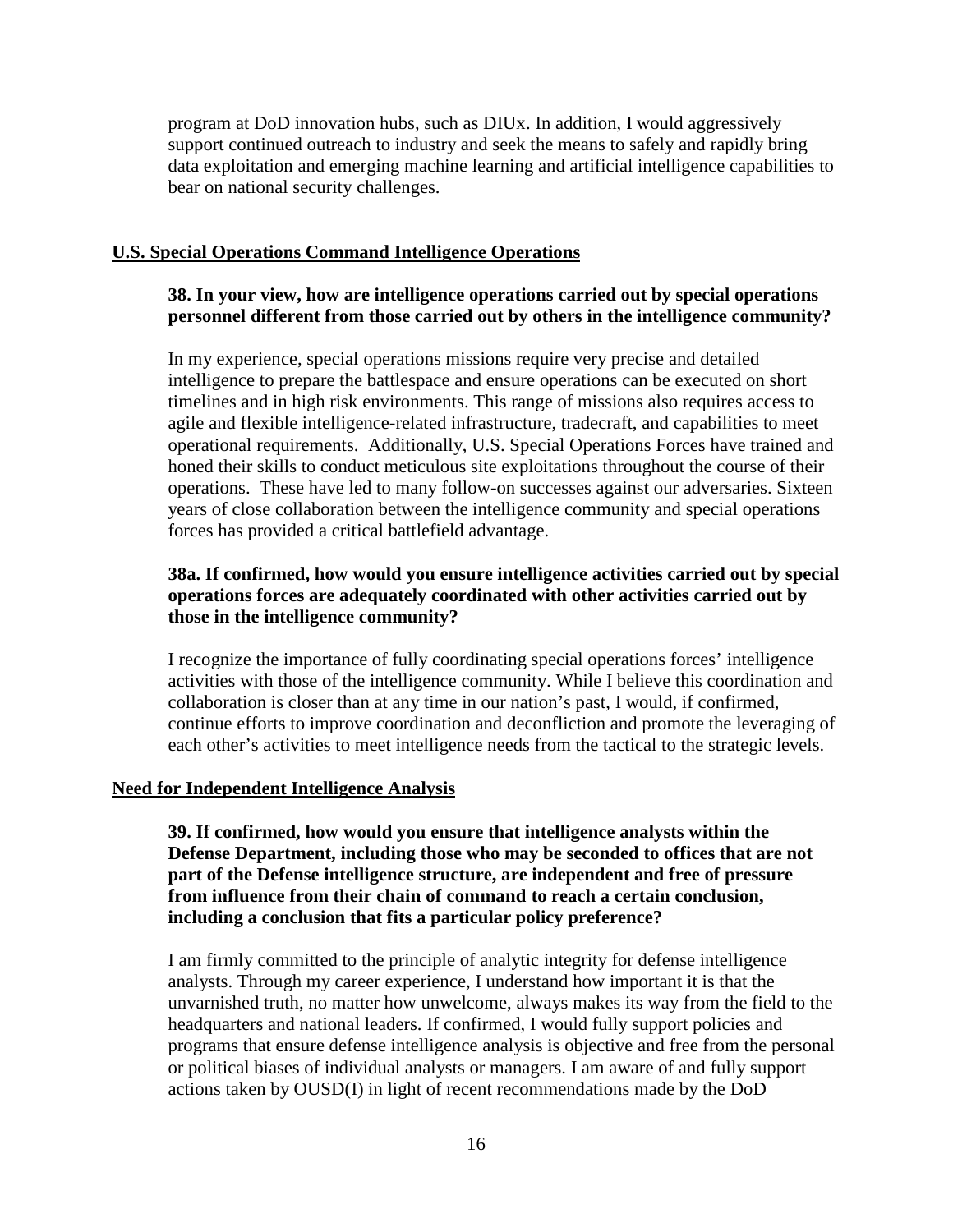program at DoD innovation hubs, such as DIUx. In addition, I would aggressively support continued outreach to industry and seek the means to safely and rapidly bring data exploitation and emerging machine learning and artificial intelligence capabilities to bear on national security challenges.

## U.S. Special Operations Command Intelligence Operations

**38. In your view, how are intelligence operations carried out by special operations personnel different from those carried out by others in the intelligence community?**

In my experience, special operations missions require very precise and detailed intelligence to prepare the battlespace and ensure operations can be executed on short timelines and in high risk environments. This range of missions also requires access to agile and flexible intelligence-related infrastructure, tradecraft, and capabilities to meet operational requirements. Additionally, U.S. Special Operations Forces have trained and honed their skills to conduct meticulous site exploitations throughout the course of their operations. These have led to many follow-on successes against our adversaries. Sixteen years of close collaboration between the intelligence community and special operations forces has provided a critical battlefield advantage.

**38a. If confirmed, how would you ensure intelligence activities carried out by special operations forces are adequately coordinated with other activities carried out by those in the intelligence community?**

I recognize the importance of fully coordinating special operations forces' intelligence activities with those of the intelligence community. While I believe this coordination and collaboration is closer than at any time in our nation's past, I would, if confirmed, continue efforts to improve coordination and deconfliction and promote the leveraging of each other's activities to meet intelligence needs from the tactical to the strategic levels.

## Need for Independent Intelligence Analysis

**39. If confirmed, how would you ensure that intelligence analysts within the Defense Department, including those who may be seconded to offices that are not part of the Defense intelligence structure, are independent and free of pressure from influence from their chain of command to reach a certain conclusion, including a conclusion that fits a particular policy preference?**

I am firmly committed to the principle of analytic integrity for defense intelligence analysts. Through my career experience, I understand how important it is that the unvarnished truth, no matter how unwelcome, always makes its way from the field to the headquarters and national leaders. If confirmed, I would fully support policies and programs that ensure defense intelligence analysis is objective and free from the personal or political biases of individual analysts or managers. I am aware of and fully support actions taken by OUSD(I) in light of recent recommendations made by the DoD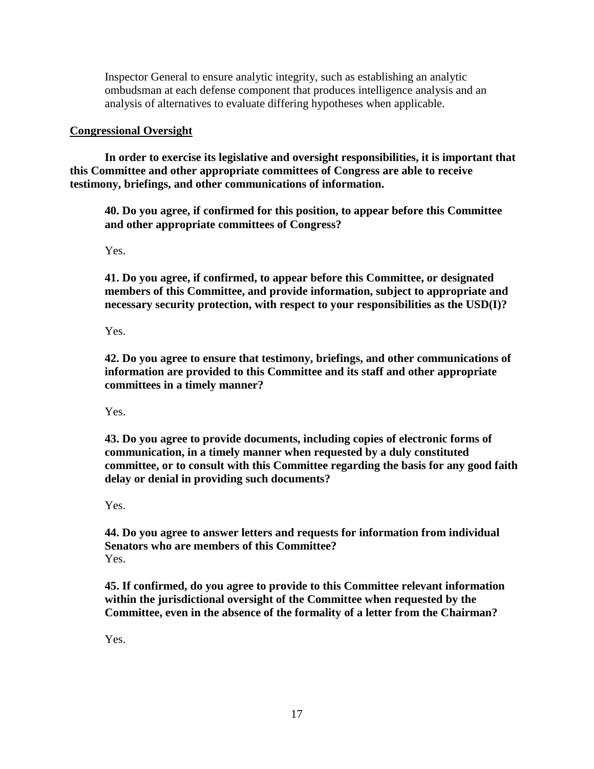Inspector General to ensure analytic integrity, such as establishing an analytic ombudsman at each defense component that produces intelligence analysis and an analysis of alternatives to evaluate differing hypotheses when applicable.

## Congressional Oversight

**In order to exercise its legislative and oversight responsibilities, it is important that this Committee and other appropriate committees of Congress are able to receive testimony, briefings, and other communications of information.**

**40. Do you agree, if confirmed for this position, to appear before this Committee and other appropriate committees of Congress?**

Yes.

**41. Do you agree, if confirmed, to appear before this Committee, or designated members of this Committee, and provide information, subject to appropriate and necessary security protection, with respect to your responsibilities as the USD(I)?**

Yes.

**42. Do you agree to ensure that testimony, briefings, and other communications of information are provided to this Committee and its staff and other appropriate committees in a timely manner?**

Yes.

**43. Do you agree to provide documents, including copies of electronic forms of communication, in a timely manner when requested by a duly constituted committee, or to consult with this Committee regarding the basis for any good faith delay or denial in providing such documents?**

Yes.

**44. Do you agree to answer letters and requests for information from individual Senators who are members of this Committee?**

Yes.

**45. If confirmed, do you agree to provide to this Committee relevant information within the jurisdictional oversight of the Committee when requested by the Committee, even in the absence of the formality of a letter from the Chairman?**

Yes.